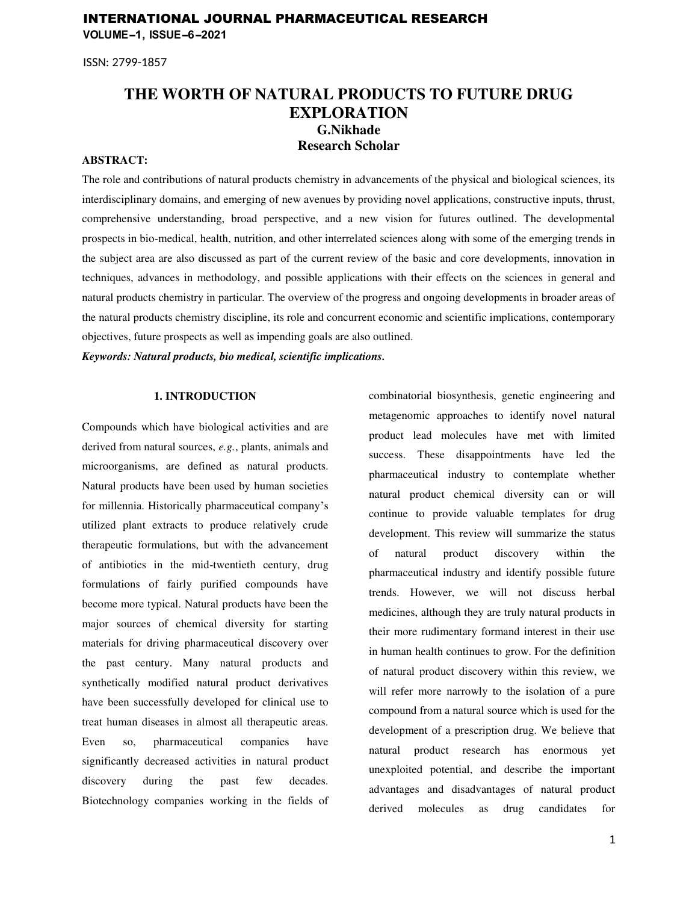# THE WORTH OF NATURAL PRODUCTS TO FUTURE DRUG EXPLORATION

**G.Nikhade**

**Research Scholar**

**ABSTRACT:**

The role and contributions of natural products chemistry in advancements of the physical and biological sciences, its interdisciplinary domains, and emerging of new avenues by providing novel applications, constructive inputs, thrust, comprehensive understanding, broad perspective, and a new vision for futures outlined. The developmental prospects in bio-medical, health, nutrition, and other interrelated sciences along with some of the emerging trends in the subject area are also discussed as part of the current review of the basic and core developments, innovation in techniques, advances in methodology, and possible applications with their effects on the sciences in general and natural products chemistry in particular. The overview of the progress and ongoing developments in broader areas of the natural products chemistry discipline, its role and concurrent economic and scientific implications, contemporary objectives, future prospects as well as impending goals are also outlined.

***Keywords: Natural products, bio medical, scientific implications.***

## 1. INTRODUCTION

Compounds which have biological activities and are derived from natural sources, *e.g.*, plants, animals and microorganisms, are defined as natural products. Natural products have been used by human societies for millennia. Historically pharmaceutical company's utilized plant extracts to produce relatively crude therapeutic formulations, but with the advancement of antibiotics in the mid-twentieth century, drug formulations of fairly purified compounds have become more typical. Natural products have been the major sources of chemical diversity for starting materials for driving pharmaceutical discovery over the past century. Many natural products and synthetically modified natural product derivatives have been successfully developed for clinical use to treat human diseases in almost all therapeutic areas. Even so, pharmaceutical companies have significantly decreased activities in natural product discovery during the past few decades. Biotechnology companies working in the fields of combinatorial biosynthesis, genetic engineering and metagenomic approaches to identify novel natural product lead molecules have met with limited success. These disappointments have led the pharmaceutical industry to contemplate whether natural product chemical diversity can or will continue to provide valuable templates for drug development. This review will summarize the status of natural product discovery within the pharmaceutical industry and identify possible future trends. However, we will not discuss herbal medicines, although they are truly natural products in their more rudimentary formand interest in their use in human health continues to grow. For the definition of natural product discovery within this review, we will refer more narrowly to the isolation of a pure compound from a natural source which is used for the development of a prescription drug. We believe that natural product research has enormous yet unexploited potential, and describe the important advantages and disadvantages of natural product derived molecules as drug candidates for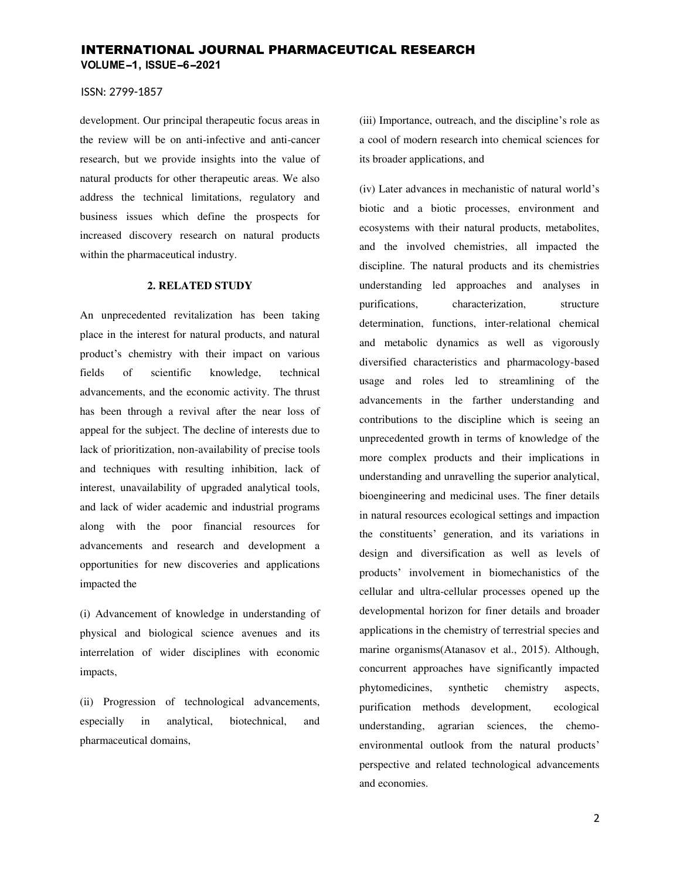development. Our principal therapeutic focus areas in the review will be on anti-infective and anti-cancer research, but we provide insights into the value of natural products for other therapeutic areas. We also address the technical limitations, regulatory and business issues which define the prospects for increased discovery research on natural products within the pharmaceutical industry.

## 2. RELATED STUDY

An unprecedented revitalization has been taking place in the interest for natural products, and natural product's chemistry with their impact on various fields of scientific knowledge, technical advancements, and the economic activity. The thrust has been through a revival after the near loss of appeal for the subject. The decline of interests due to lack of prioritization, non-availability of precise tools and techniques with resulting inhibition, lack of interest, unavailability of upgraded analytical tools, and lack of wider academic and industrial programs along with the poor financial resources for advancements and research and development a opportunities for new discoveries and applications impacted the

(i) Advancement of knowledge in understanding of physical and biological science avenues and its interrelation of wider disciplines with economic impacts,

(ii) Progression of technological advancements, especially in analytical, biotechnical, and pharmaceutical domains,

(iii) Importance, outreach, and the discipline's role as a cool of modern research into chemical sciences for its broader applications, and

(iv) Later advances in mechanistic of natural world's biotic and a biotic processes, environment and ecosystems with their natural products, metabolites, and the involved chemistries, all impacted the discipline. The natural products and its chemistries understanding led approaches and analyses in purifications, characterization, structure determination, functions, inter-relational chemical and metabolic dynamics as well as vigorously diversified characteristics and pharmacology-based usage and roles led to streamlining of the advancements in the farther understanding and contributions to the discipline which is seeing an unprecedented growth in terms of knowledge of the more complex products and their implications in understanding and unravelling the superior analytical, bioengineering and medicinal uses. The finer details in natural resources ecological settings and impaction the constituents' generation, and its variations in design and diversification as well as levels of products' involvement in biomechanistics of the cellular and ultra-cellular processes opened up the developmental horizon for finer details and broader applications in the chemistry of terrestrial species and marine organisms(Atanasov et al., 2015). Although, concurrent approaches have significantly impacted phytomedicines, synthetic chemistry aspects, purification methods development, ecological understanding, agrarian sciences, the chemo-environmental outlook from the natural products' perspective and related technological advancements and economies.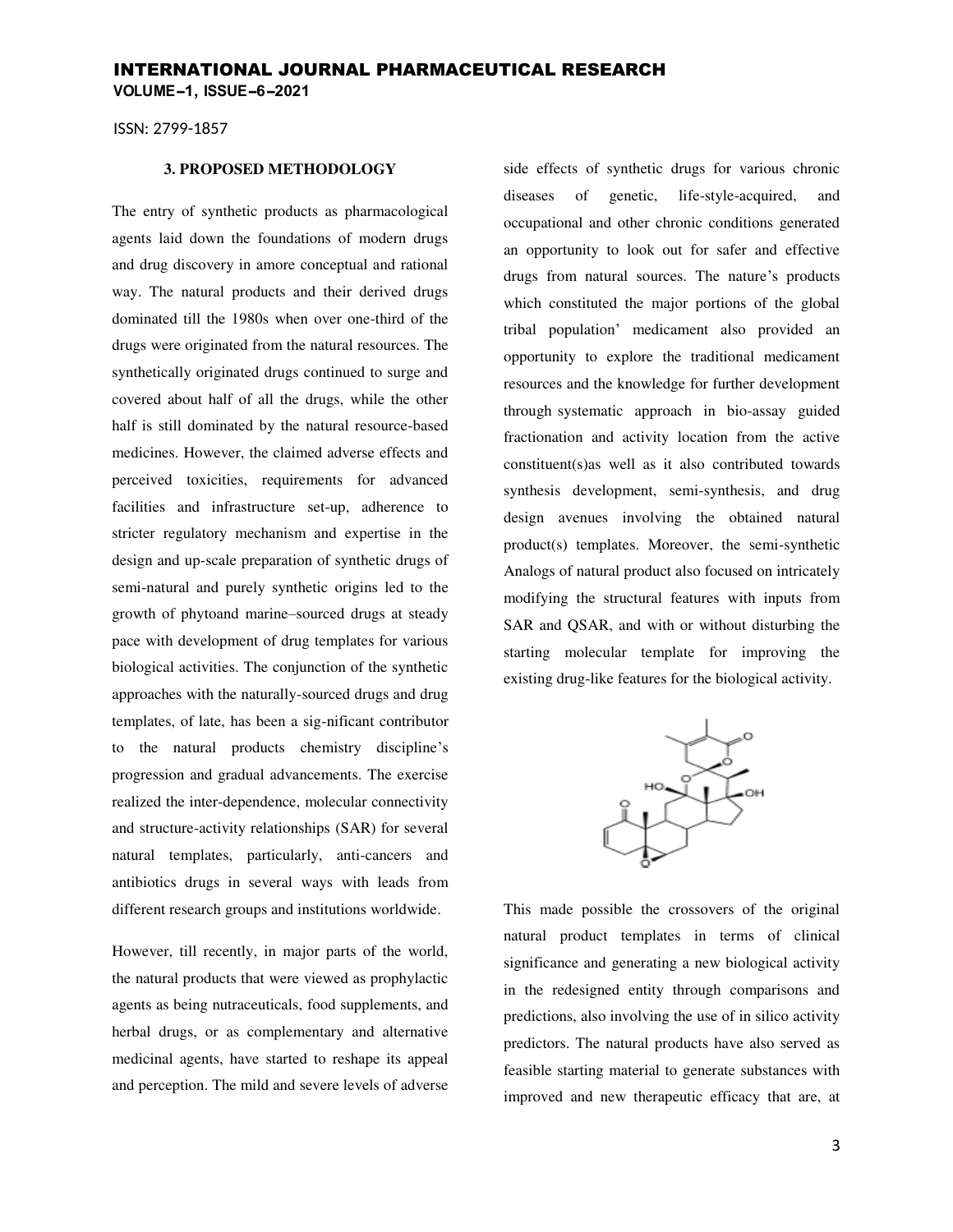### 3. PROPOSED METHODOLOGY

The entry of synthetic products as pharmacological agents laid down the foundations of modern drugs and drug discovery in amore conceptual and rational way. The natural products and their derived drugs dominated till the 1980s when over one-third of the drugs were originated from the natural resources. The synthetically originated drugs continued to surge and covered about half of all the drugs, while the other half is still dominated by the natural resource-based medicines. However, the claimed adverse effects and perceived toxicities, requirements for advanced facilities and infrastructure set-up, adherence to stricter regulatory mechanism and expertise in the design and up-scale preparation of synthetic drugs of semi-natural and purely synthetic origins led to the growth of phytoand marine–sourced drugs at steady pace with development of drug templates for various biological activities. The conjunction of the synthetic approaches with the naturally-sourced drugs and drug templates, of late, has been a sig-nificant contributor to the natural products chemistry discipline's progression and gradual advancements. The exercise realized the inter-dependence, molecular connectivity and structure-activity relationships (SAR) for several natural templates, particularly, anti-cancers and antibiotics drugs in several ways with leads from different research groups and institutions worldwide.

However, till recently, in major parts of the world, the natural products that were viewed as prophylactic agents as being nutraceuticals, food supplements, and herbal drugs, or as complementary and alternative medicinal agents, have started to reshape its appeal and perception. The mild and severe levels of adverse side effects of synthetic drugs for various chronic diseases of genetic, life-style-acquired, and occupational and other chronic conditions generated an opportunity to look out for safer and effective drugs from natural sources. The nature's products which constituted the major portions of the global tribal population' medicament also provided an opportunity to explore the traditional medicament resources and the knowledge for further development through systematic approach in bio-assay guided fractionation and activity location from the active constituent(s)as well as it also contributed towards synthesis development, semi-synthesis, and drug design avenues involving the obtained natural product(s) templates. Moreover, the semi-synthetic Analogs of natural product also focused on intricately modifying the structural features with inputs from SAR and QSAR, and with or without disturbing the starting molecular template for improving the existing drug-like features for the biological activity.

This made possible the crossovers of the original natural product templates in terms of clinical significance and generating a new biological activity in the redesigned entity through comparisons and predictions, also involving the use of in silico activity predictors. The natural products have also served as feasible starting material to generate substances with improved and new therapeutic efficacy that are, at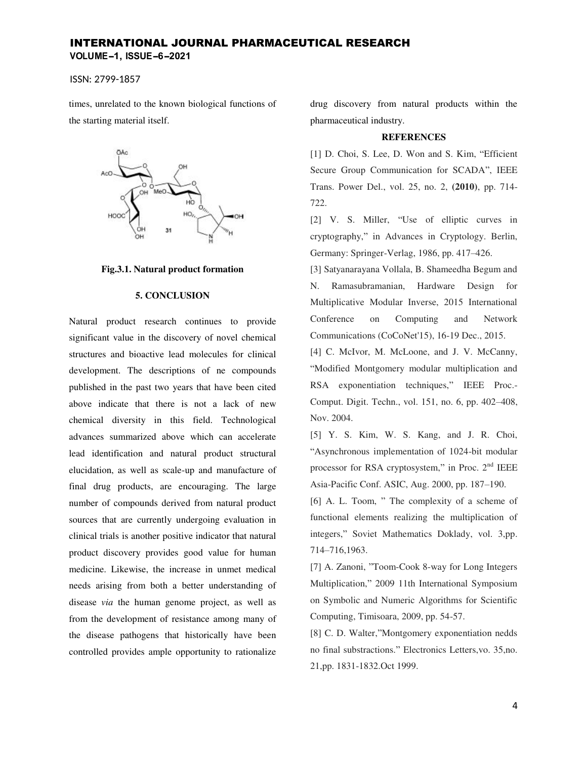times, unrelated to the known biological functions of the starting material itself.

**Fig.3.1. Natural product formation**

## 5. CONCLUSION

Natural product research continues to provide significant value in the discovery of novel chemical structures and bioactive lead molecules for clinical development. The descriptions of ne compounds published in the past two years that have been cited above indicate that there is not a lack of new chemical diversity in this field. Technological advances summarized above which can accelerate lead identification and natural product structural elucidation, as well as scale-up and manufacture of final drug products, are encouraging. The large number of compounds derived from natural product sources that are currently undergoing evaluation in clinical trials is another positive indicator that natural product discovery provides good value for human medicine. Likewise, the increase in unmet medical needs arising from both a better understanding of disease *via* the human genome project, as well as from the development of resistance among many of the disease pathogens that historically have been controlled provides ample opportunity to rationalize drug discovery from natural products within the pharmaceutical industry.

## REFERENCES

[1] D. Choi, S. Lee, D. Won and S. Kim, "Efficient Secure Group Communication for SCADA", IEEE Trans. Power Del., vol. 25, no. 2, **(2010)**, pp. 714-722.

[2] V. S. Miller, "Use of elliptic curves in cryptography," in Advances in Cryptology. Berlin, Germany: Springer-Verlag, 1986, pp. 417–426.

[3] Satyanarayana Vollala, B. Shameedha Begum and N. Ramasubramanian, Hardware Design for Multiplicative Modular Inverse, 2015 International Conference on Computing and Network Communications (CoCoNet'15), 16-19 Dec., 2015.

[4] C. McIvor, M. McLoone, and J. V. McCanny, "Modified Montgomery modular multiplication and RSA exponentiation techniques," IEEE Proc.-Comput. Digit. Techn., vol. 151, no. 6, pp. 402–408, Nov. 2004.

[5] Y. S. Kim, W. S. Kang, and J. R. Choi, "Asynchronous implementation of 1024-bit modular processor for RSA cryptosystem," in Proc. 2nd IEEE Asia-Pacific Conf. ASIC, Aug. 2000, pp. 187–190.

[6] A. L. Toom, " The complexity of a scheme of functional elements realizing the multiplication of integers," Soviet Mathematics Doklady, vol. 3,pp. 714–716,1963.

[7] A. Zanoni, "Toom-Cook 8-way for Long Integers Multiplication," 2009 11th International Symposium on Symbolic and Numeric Algorithms for Scientific Computing, Timisoara, 2009, pp. 54-57.

[8] C. D. Walter,"Montgomery exponentiation nedds no final substractions." Electronics Letters,vo. 35,no. 21,pp. 1831-1832.Oct 1999.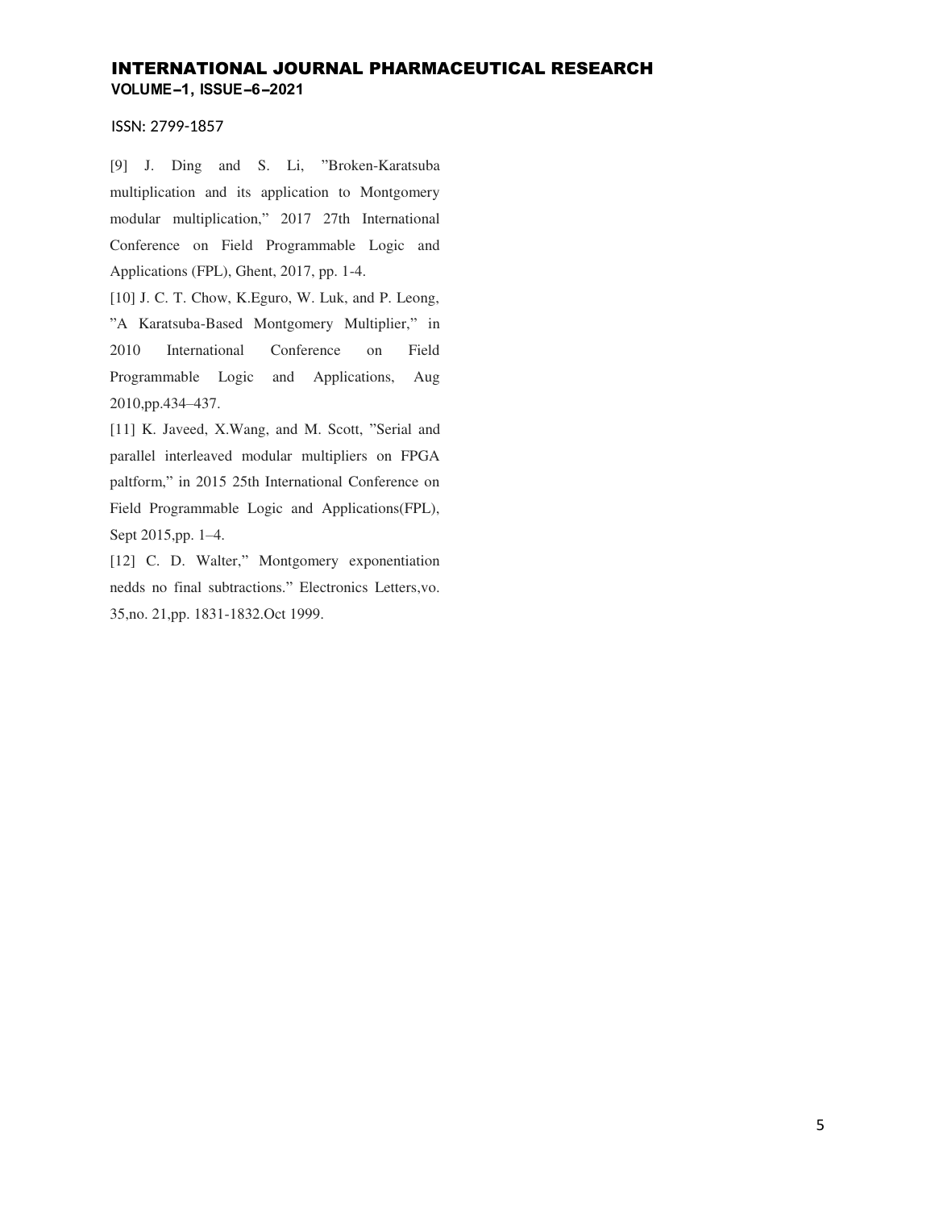[9] J. Ding and S. Li, "Broken-Karatsuba multiplication and its application to Montgomery modular multiplication," 2017 27th International Conference on Field Programmable Logic and Applications (FPL), Ghent, 2017, pp. 1-4.

[10] J. C. T. Chow, K.Eguro, W. Luk, and P. Leong, "A Karatsuba-Based Montgomery Multiplier," in 2010 International Conference on Field Programmable Logic and Applications, Aug 2010,pp.434–437.

[11] K. Javeed, X.Wang, and M. Scott, "Serial and parallel interleaved modular multipliers on FPGA paltform," in 2015 25th International Conference on Field Programmable Logic and Applications(FPL), Sept 2015,pp. 1–4.

[12] C. D. Walter," Montgomery exponentiation nedds no final subtractions." Electronics Letters,vo. 35,no. 21,pp. 1831-1832.Oct 1999.